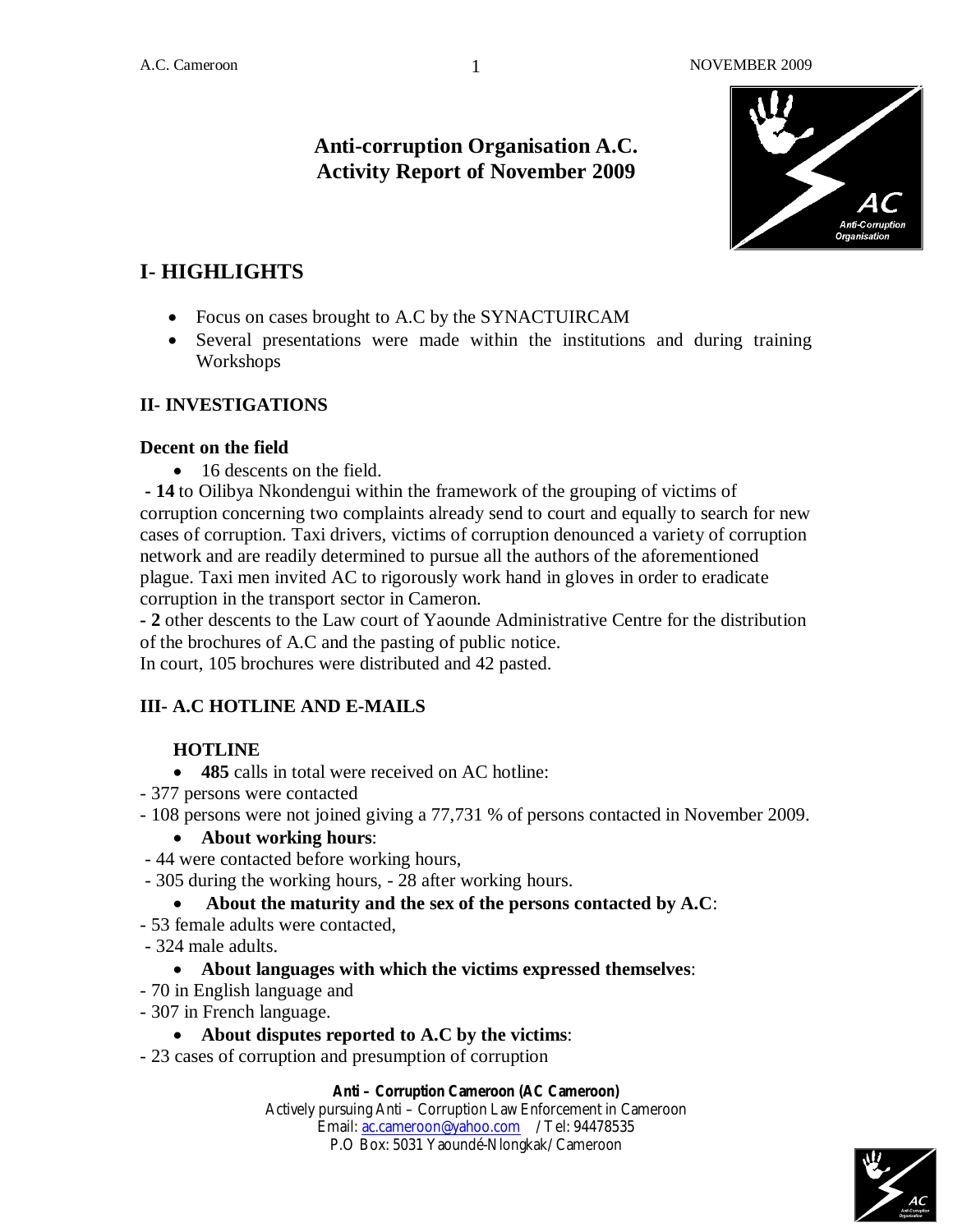# Anti-corruption Organisation A.C.
# Activity Report of November 2009

## I- HIGHLIGHTS

- Focus on cases brought to A.C by the SYNACTUIRCAM
- Several presentations were made within the institutions and during training Workshops

## II- INVESTIGATIONS

### Decent on the field

- 16 descents on the field.

**- 14** to Oilibya Nkondengui within the framework of the grouping of victims of corruption concerning two complaints already send to court and equally to search for new cases of corruption. Taxi drivers, victims of corruption denounced a variety of corruption network and are readily determined to pursue all the authors of the aforementioned plague. Taxi men invited AC to rigorously work hand in gloves in order to eradicate corruption in the transport sector in Cameron.

**- 2** other descents to the Law court of Yaounde Administrative Centre for the distribution of the brochures of A.C and the pasting of public notice.

In court, 105 brochures were distributed and 42 pasted.

## III- A.C HOTLINE AND E-MAILS

### HOTLINE

- **485** calls in total were received on AC hotline:

- 377 persons were contacted
- 108 persons were not joined giving a 77,731 % of persons contacted in November 2009.

- **About working hours**:

- 44 were contacted before working hours,
- 305 during the working hours, - 28 after working hours.

- **About the maturity and the sex of the persons contacted by A.C**:

- 53 female adults were contacted,
- 324 male adults.

- **About languages with which the victims expressed themselves**:

- 70 in English language and
- 307 in French language.

- **About disputes reported to A.C by the victims**:

- 23 cases of corruption and presumption of corruption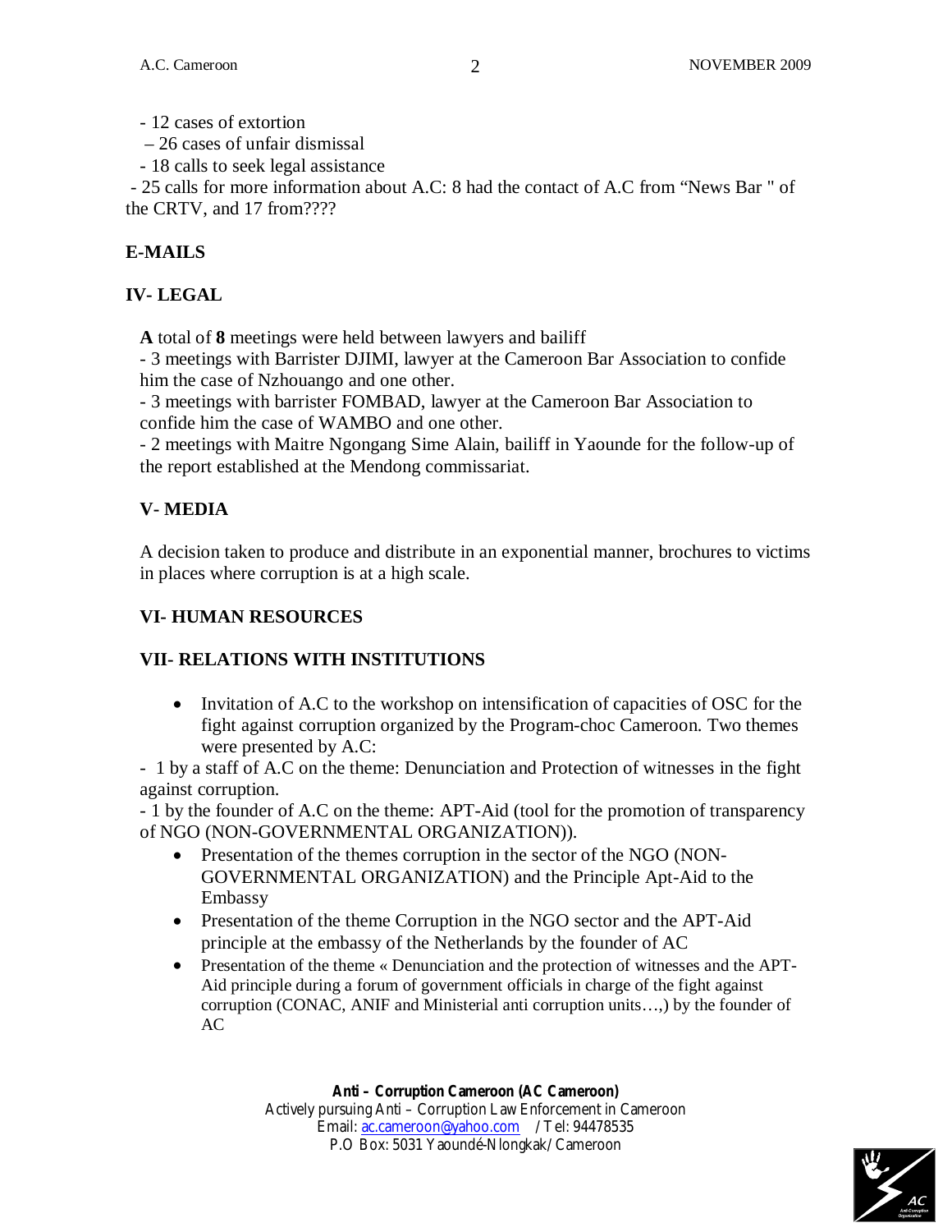- 12 cases of extortion
- 26 cases of unfair dismissal
- 18 calls to seek legal assistance
- 25 calls for more information about A.C: 8 had the contact of A.C from "News Bar " of the CRTV, and 17 from????

**E-MAILS**

## IV- LEGAL

**A** total of **8** meetings were held between lawyers and bailiff

- 3 meetings with Barrister DJIMI, lawyer at the Cameroon Bar Association to confide him the case of Nzhouango and one other.
- 3 meetings with barrister FOMBAD, lawyer at the Cameroon Bar Association to confide him the case of WAMBO and one other.
- 2 meetings with Maitre Ngongang Sime Alain, bailiff in Yaounde for the follow-up of the report established at the Mendong commissariat.

## V- MEDIA

A decision taken to produce and distribute in an exponential manner, brochures to victims in places where corruption is at a high scale.

## VI- HUMAN RESOURCES

## VII- RELATIONS WITH INSTITUTIONS

- Invitation of A.C to the workshop on intensification of capacities of OSC for the fight against corruption organized by the Program-choc Cameroon. Two themes were presented by A.C:

- 1 by a staff of A.C on the theme: Denunciation and Protection of witnesses in the fight against corruption.
- 1 by the founder of A.C on the theme: APT-Aid (tool for the promotion of transparency of NGO (NON-GOVERNMENTAL ORGANIZATION)).

- Presentation of the themes corruption in the sector of the NGO (NON-GOVERNMENTAL ORGANIZATION) and the Principle Apt-Aid to the Embassy
- Presentation of the theme Corruption in the NGO sector and the APT-Aid principle at the embassy of the Netherlands by the founder of AC
- Presentation of the theme « Denunciation and the protection of witnesses and the APT-Aid principle during a forum of government officials in charge of the fight against corruption (CONAC, ANIF and Ministerial anti corruption units…,) by the founder of AC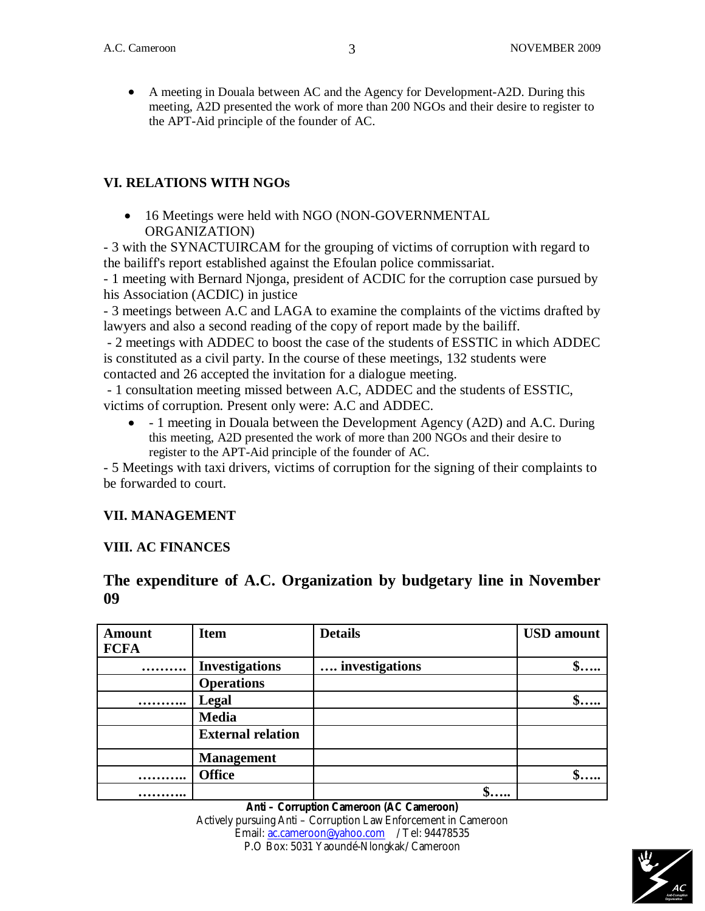- A meeting in Douala between AC and the Agency for Development-A2D. During this meeting, A2D presented the work of more than 200 NGOs and their desire to register to the APT-Aid principle of the founder of AC.

## VI. RELATIONS WITH NGOs

- 16 Meetings were held with NGO (NON-GOVERNMENTAL ORGANIZATION)

- 3 with the SYNACTUIRCAM for the grouping of victims of corruption with regard to the bailiff's report established against the Efoulan police commissariat.
- 1 meeting with Bernard Njonga, president of ACDIC for the corruption case pursued by his Association (ACDIC) in justice
- 3 meetings between A.C and LAGA to examine the complaints of the victims drafted by lawyers and also a second reading of the copy of report made by the bailiff.
- 2 meetings with ADDEC to boost the case of the students of ESSTIC in which ADDEC is constituted as a civil party. In the course of these meetings, 132 students were contacted and 26 accepted the invitation for a dialogue meeting.
- 1 consultation meeting missed between A.C, ADDEC and the students of ESSTIC, victims of corruption. Present only were: A.C and ADDEC.

- - 1 meeting in Douala between the Development Agency (A2D) and A.C. During this meeting, A2D presented the work of more than 200 NGOs and their desire to register to the APT-Aid principle of the founder of AC.

- 5 Meetings with taxi drivers, victims of corruption for the signing of their complaints to be forwarded to court.

## VII. MANAGEMENT

## VIII. AC FINANCES

## The expenditure of A.C. Organization by budgetary line in November 09

| Amount FCFA | Item | Details | USD amount |
|---|---|---|---|
| ……… | **Investigations** | **…. investigations** | **$…..** |
| | **Operations** | | |
| ……….. | **Legal** | | **$…..** |
| | **Media** | | |
| | **External relation** | | |
| | **Management** | | |
| ……….. | **Office** | | **$…..** |
| ……….. | | **$…..** | |

**Anti – Corruption Cameroon (AC Cameroon)**
Actively pursuing Anti – Corruption Law Enforcement in Cameroon
Email: ac.cameroon@yahoo.com / Tel: 94478535
P.O Box: 5031 Yaoundé-Nlongkak/ Cameroon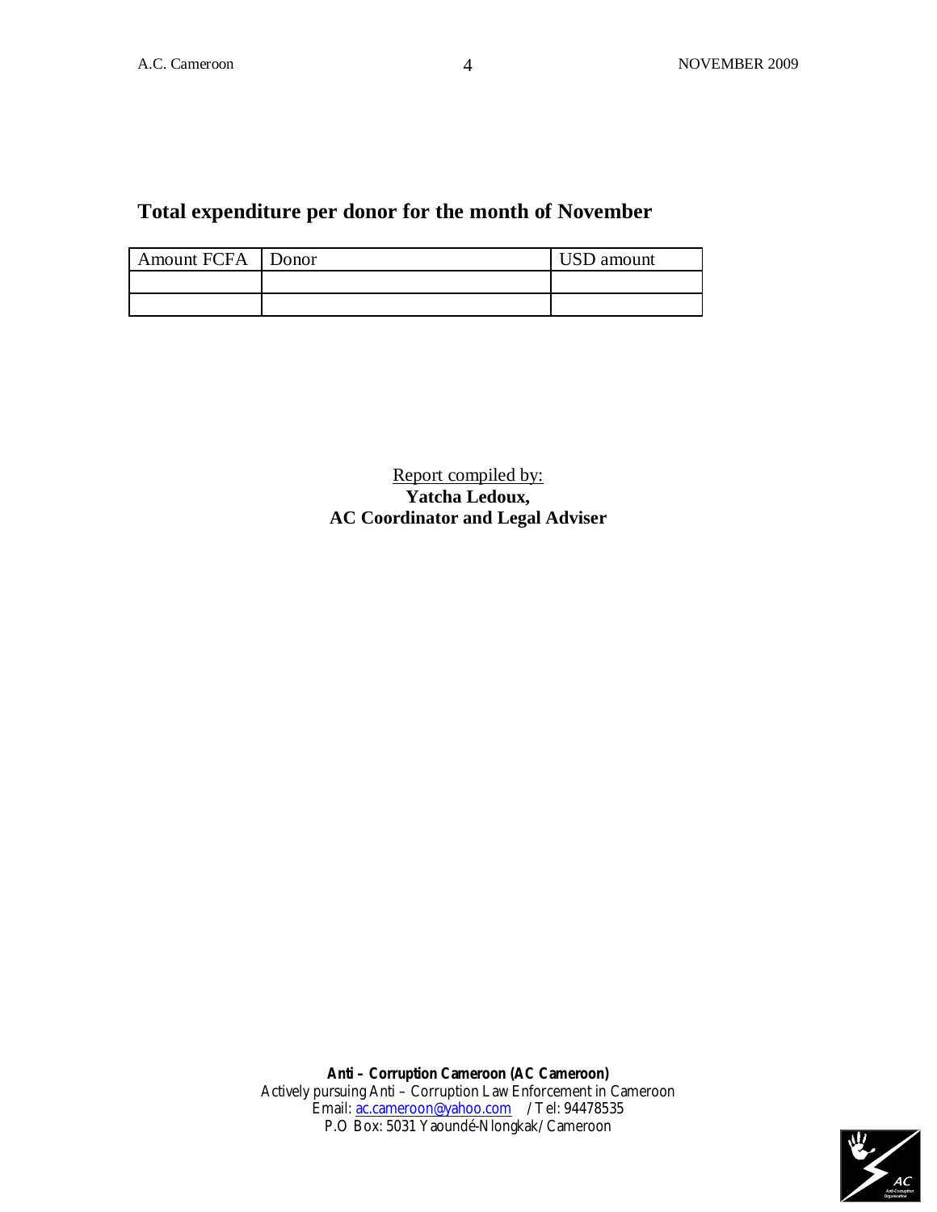## Total expenditure per donor for the month of November

| Amount FCFA | Donor | USD amount |
|---|---|---|
| | | |
| | | |

Report compiled by:
**Yatcha Ledoux,**
**AC Coordinator and Legal Adviser**

**Anti – Corruption Cameroon (AC Cameroon)**
Actively pursuing Anti – Corruption Law Enforcement in Cameroon
Email: ac.cameroon@yahoo.com / Tel: 94478535
P.O Box: 5031 Yaoundé-Nlongkak/ Cameroon